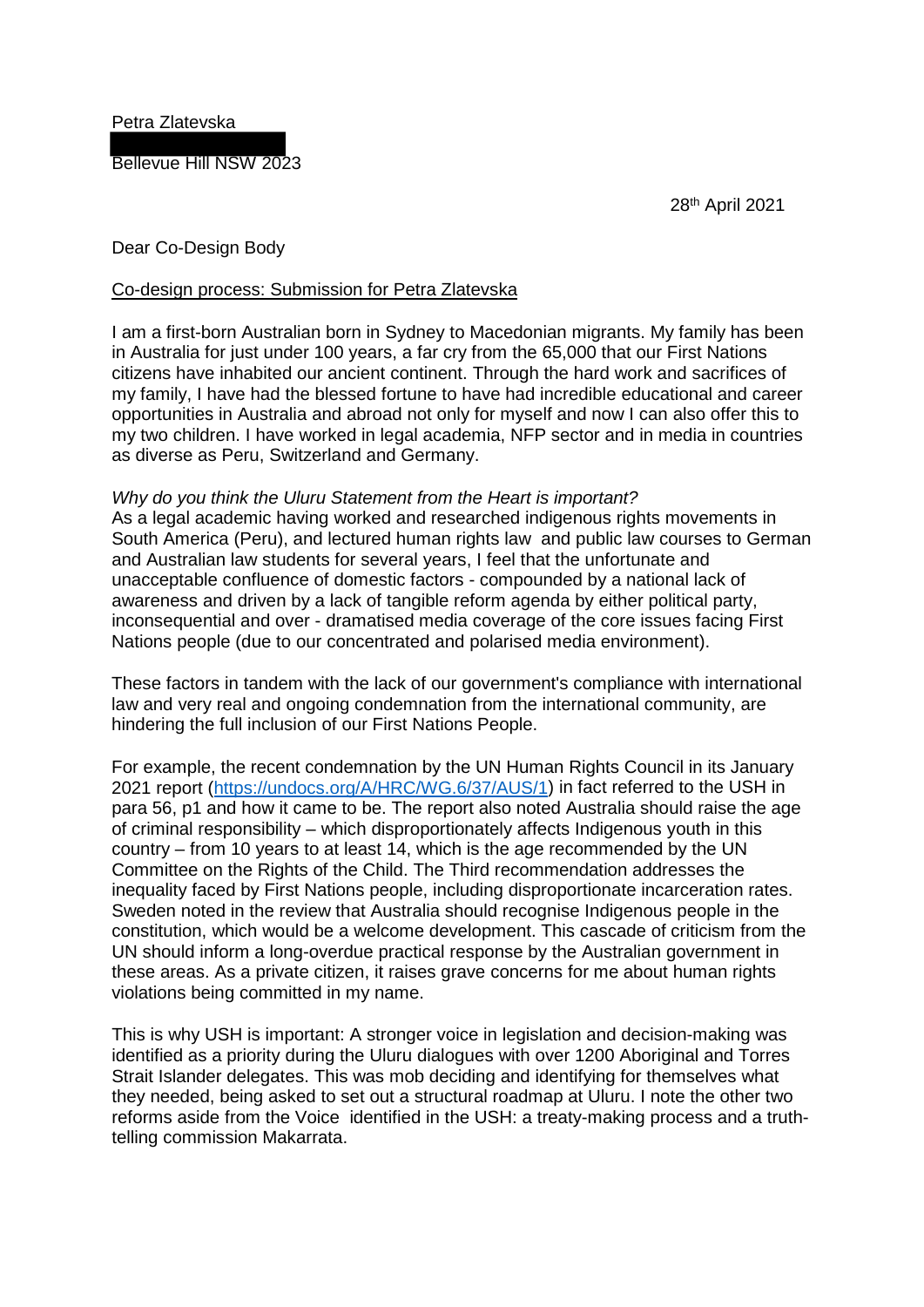Petra Zlatevska

Bellevue Hill NSW 2023

28th April 2021

Dear Co-Design Body

Co-design process: Submission for Petra Zlatevska

I am a first-born Australian born in Sydney to Macedonian migrants. My family has been in Australia for just under 100 years, a far cry from the 65,000 that our First Nations citizens have inhabited our ancient continent. Through the hard work and sacrifices of my family, I have had the blessed fortune to have had incredible educational and career opportunities in Australia and abroad not only for myself and now I can also offer this to my two children. I have worked in legal academia, NFP sector and in media in countries as diverse as Peru, Switzerland and Germany.

*Why do you think the Uluru Statement from the Heart is important?*

As a legal academic having worked and researched indigenous rights movements in South America (Peru), and lectured human rights law and public law courses to German and Australian law students for several years, I feel that the unfortunate and unacceptable confluence of domestic factors - compounded by a national lack of awareness and driven by a lack of tangible reform agenda by either political party, inconsequential and over - dramatised media coverage of the core issues facing First Nations people (due to our concentrated and polarised media environment).

These factors in tandem with the lack of our government's compliance with international law and very real and ongoing condemnation from the international community, are hindering the full inclusion of our First Nations People.

For example, the recent condemnation by the UN Human Rights Council in its January 2021 report (https://undocs.org/A/HRC/WG.6/37/AUS/1) in fact referred to the USH in para 56, p1 and how it came to be. The report also noted Australia should raise the age of criminal responsibility – which disproportionately affects Indigenous youth in this country – from 10 years to at least 14, which is the age recommended by the UN Committee on the Rights of the Child. The Third recommendation addresses the inequality faced by First Nations people, including disproportionate incarceration rates. Sweden noted in the review that Australia should recognise Indigenous people in the constitution, which would be a welcome development. This cascade of criticism from the UN should inform a long-overdue practical response by the Australian government in these areas. As a private citizen, it raises grave concerns for me about human rights violations being committed in my name.

This is why USH is important: A stronger voice in legislation and decision-making was identified as a priority during the Uluru dialogues with over 1200 Aboriginal and Torres Strait Islander delegates. This was mob deciding and identifying for themselves what they needed, being asked to set out a structural roadmap at Uluru. I note the other two reforms aside from the Voice identified in the USH: a treaty-making process and a truth-telling commission Makarrata.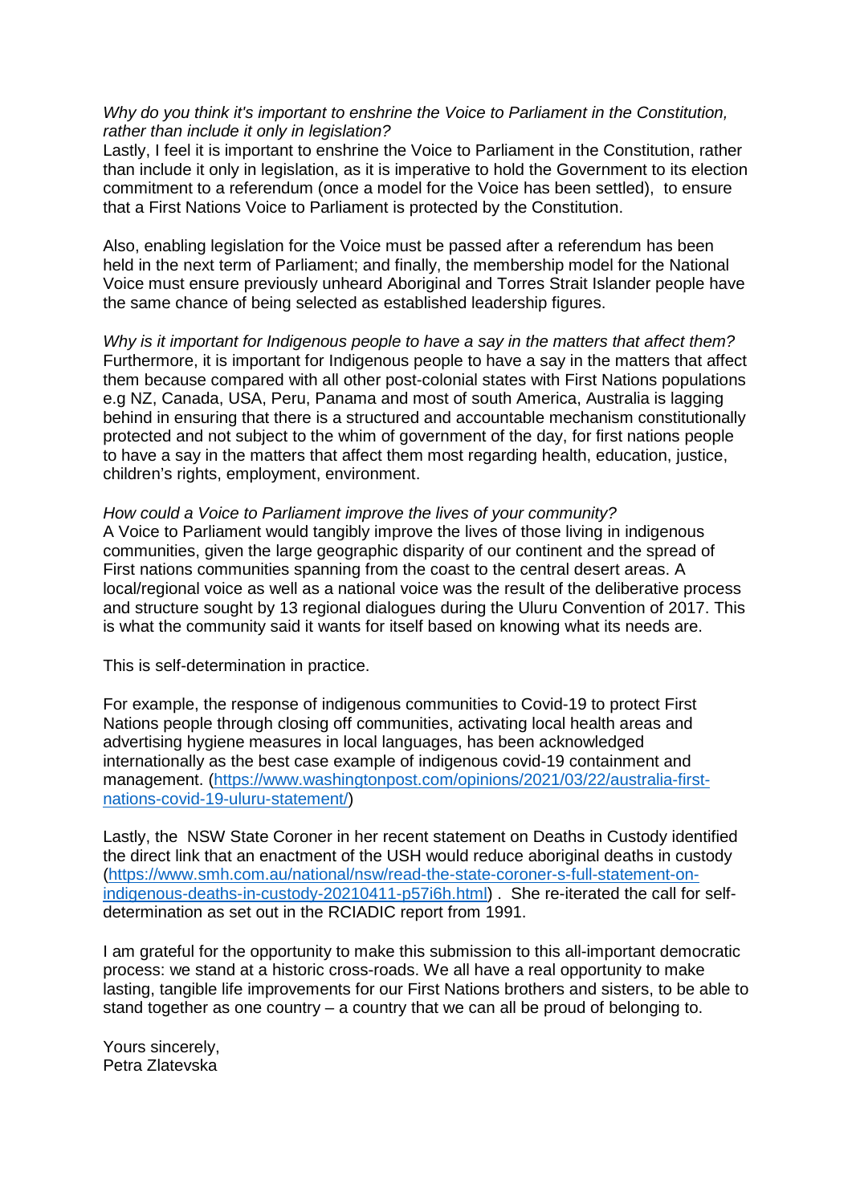*Why do you think it's important to enshrine the Voice to Parliament in the Constitution, rather than include it only in legislation?*

Lastly, I feel it is important to enshrine the Voice to Parliament in the Constitution, rather than include it only in legislation, as it is imperative to hold the Government to its election commitment to a referendum (once a model for the Voice has been settled), to ensure that a First Nations Voice to Parliament is protected by the Constitution.

Also, enabling legislation for the Voice must be passed after a referendum has been held in the next term of Parliament; and finally, the membership model for the National Voice must ensure previously unheard Aboriginal and Torres Strait Islander people have the same chance of being selected as established leadership figures.

*Why is it important for Indigenous people to have a say in the matters that affect them?*

Furthermore, it is important for Indigenous people to have a say in the matters that affect them because compared with all other post-colonial states with First Nations populations e.g NZ, Canada, USA, Peru, Panama and most of south America, Australia is lagging behind in ensuring that there is a structured and accountable mechanism constitutionally protected and not subject to the whim of government of the day, for first nations people to have a say in the matters that affect them most regarding health, education, justice, children's rights, employment, environment.

*How could a Voice to Parliament improve the lives of your community?*

A Voice to Parliament would tangibly improve the lives of those living in indigenous communities, given the large geographic disparity of our continent and the spread of First nations communities spanning from the coast to the central desert areas. A local/regional voice as well as a national voice was the result of the deliberative process and structure sought by 13 regional dialogues during the Uluru Convention of 2017. This is what the community said it wants for itself based on knowing what its needs are.

This is self-determination in practice.

For example, the response of indigenous communities to Covid-19 to protect First Nations people through closing off communities, activating local health areas and advertising hygiene measures in local languages, has been acknowledged internationally as the best case example of indigenous covid-19 containment and management. (https://www.washingtonpost.com/opinions/2021/03/22/australia-first-nations-covid-19-uluru-statement/)

Lastly, the NSW State Coroner in her recent statement on Deaths in Custody identified the direct link that an enactment of the USH would reduce aboriginal deaths in custody (https://www.smh.com.au/national/nsw/read-the-state-coroner-s-full-statement-on-indigenous-deaths-in-custody-20210411-p57i6h.html) . She re-iterated the call for self-determination as set out in the RCIADIC report from 1991.

I am grateful for the opportunity to make this submission to this all-important democratic process: we stand at a historic cross-roads. We all have a real opportunity to make lasting, tangible life improvements for our First Nations brothers and sisters, to be able to stand together as one country – a country that we can all be proud of belonging to.

Yours sincerely,
Petra Zlatevska